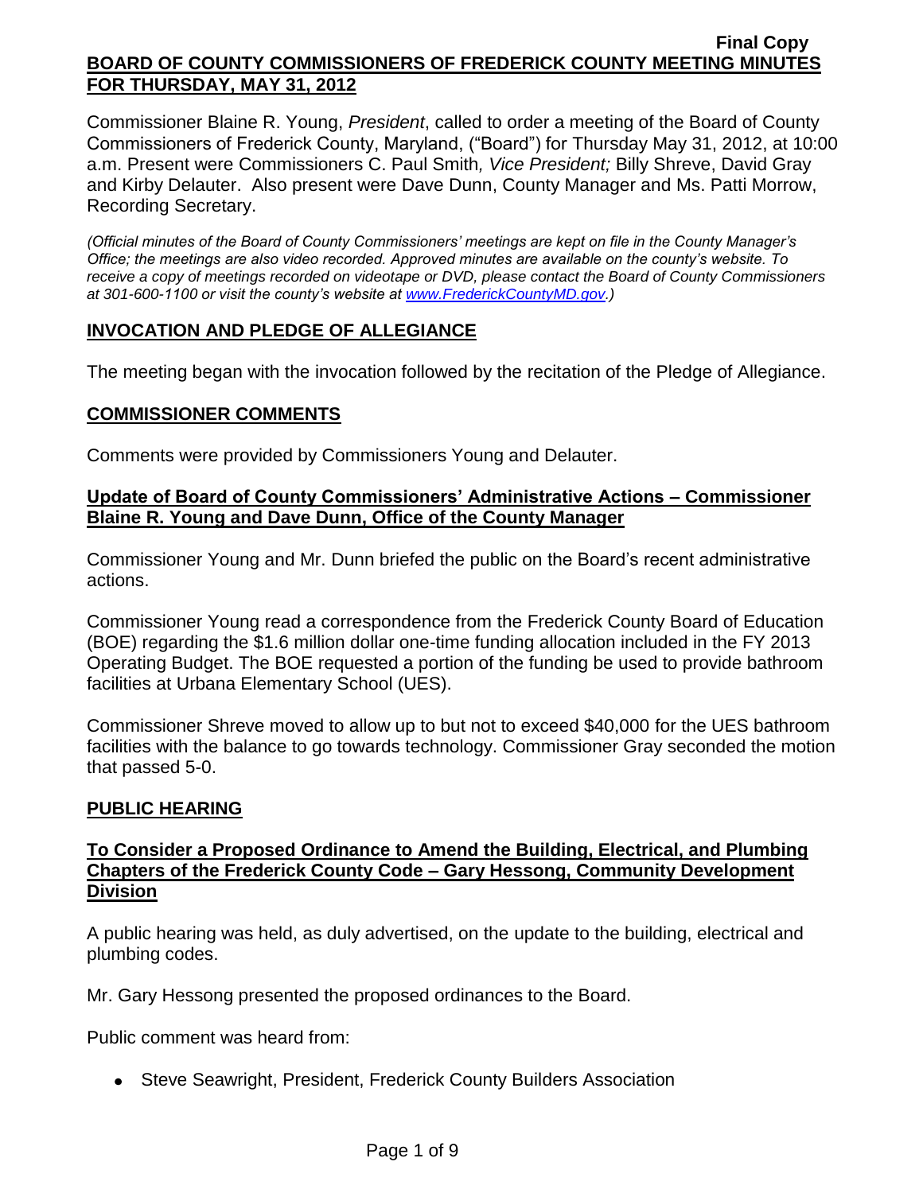**Final Copy**

**BOARD OF COUNTY COMMISSIONERS OF FREDERICK COUNTY MEETING MINUTES FOR THURSDAY, MAY 31, 2012**

Commissioner Blaine R. Young, *President*, called to order a meeting of the Board of County Commissioners of Frederick County, Maryland, ("Board") for Thursday May 31, 2012, at 10:00 a.m. Present were Commissioners C. Paul Smith*, Vice President;* Billy Shreve, David Gray and Kirby Delauter. Also present were Dave Dunn, County Manager and Ms. Patti Morrow, Recording Secretary.

*(Official minutes of the Board of County Commissioners' meetings are kept on file in the County Manager's Office; the meetings are also video recorded. Approved minutes are available on the county's website. To receive a copy of meetings recorded on videotape or DVD, please contact the Board of County Commissioners at 301-600-1100 or visit the county's website at www.FrederickCountyMD.gov.)*

## INVOCATION AND PLEDGE OF ALLEGIANCE

The meeting began with the invocation followed by the recitation of the Pledge of Allegiance.

## COMMISSIONER COMMENTS

Comments were provided by Commissioners Young and Delauter.

### Update of Board of County Commissioners' Administrative Actions – Commissioner Blaine R. Young and Dave Dunn, Office of the County Manager

Commissioner Young and Mr. Dunn briefed the public on the Board's recent administrative actions.

Commissioner Young read a correspondence from the Frederick County Board of Education (BOE) regarding the $1.6 million dollar one-time funding allocation included in the FY 2013 Operating Budget. The BOE requested a portion of the funding be used to provide bathroom facilities at Urbana Elementary School (UES).

Commissioner Shreve moved to allow up to but not to exceed $40,000 for the UES bathroom facilities with the balance to go towards technology. Commissioner Gray seconded the motion that passed 5-0.

## PUBLIC HEARING

### To Consider a Proposed Ordinance to Amend the Building, Electrical, and Plumbing Chapters of the Frederick County Code – Gary Hessong, Community Development Division

A public hearing was held, as duly advertised, on the update to the building, electrical and plumbing codes.

Mr. Gary Hessong presented the proposed ordinances to the Board.

Public comment was heard from:

- Steve Seawright, President, Frederick County Builders Association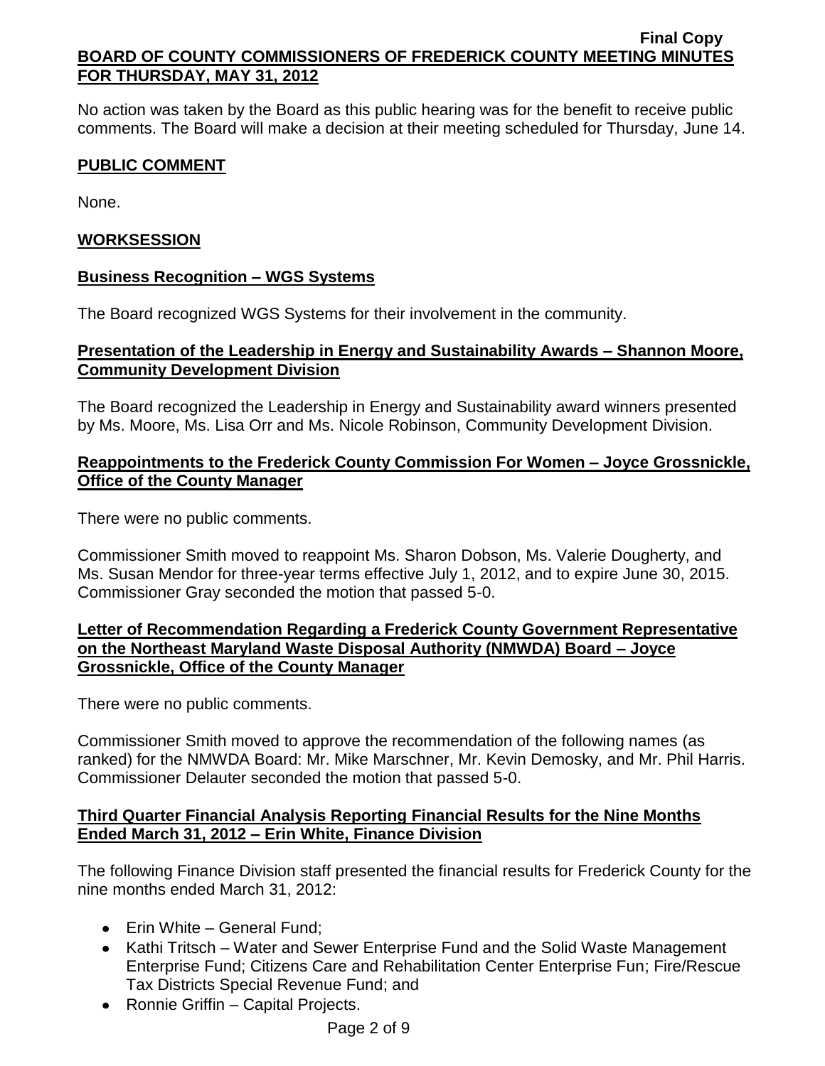No action was taken by the Board as this public hearing was for the benefit to receive public comments. The Board will make a decision at their meeting scheduled for Thursday, June 14.

## PUBLIC COMMENT

None.

## WORKSESSION

### Business Recognition – WGS Systems

The Board recognized WGS Systems for their involvement in the community.

### Presentation of the Leadership in Energy and Sustainability Awards – Shannon Moore, Community Development Division

The Board recognized the Leadership in Energy and Sustainability award winners presented by Ms. Moore, Ms. Lisa Orr and Ms. Nicole Robinson, Community Development Division.

### Reappointments to the Frederick County Commission For Women – Joyce Grossnickle, Office of the County Manager

There were no public comments.

Commissioner Smith moved to reappoint Ms. Sharon Dobson, Ms. Valerie Dougherty, and Ms. Susan Mendor for three-year terms effective July 1, 2012, and to expire June 30, 2015. Commissioner Gray seconded the motion that passed 5-0.

### Letter of Recommendation Regarding a Frederick County Government Representative on the Northeast Maryland Waste Disposal Authority (NMWDA) Board – Joyce Grossnickle, Office of the County Manager

There were no public comments.

Commissioner Smith moved to approve the recommendation of the following names (as ranked) for the NMWDA Board: Mr. Mike Marschner, Mr. Kevin Demosky, and Mr. Phil Harris. Commissioner Delauter seconded the motion that passed 5-0.

### Third Quarter Financial Analysis Reporting Financial Results for the Nine Months Ended March 31, 2012 – Erin White, Finance Division

The following Finance Division staff presented the financial results for Frederick County for the nine months ended March 31, 2012:

- Erin White – General Fund;
- Kathi Tritsch – Water and Sewer Enterprise Fund and the Solid Waste Management Enterprise Fund; Citizens Care and Rehabilitation Center Enterprise Fun; Fire/Rescue Tax Districts Special Revenue Fund; and
- Ronnie Griffin – Capital Projects.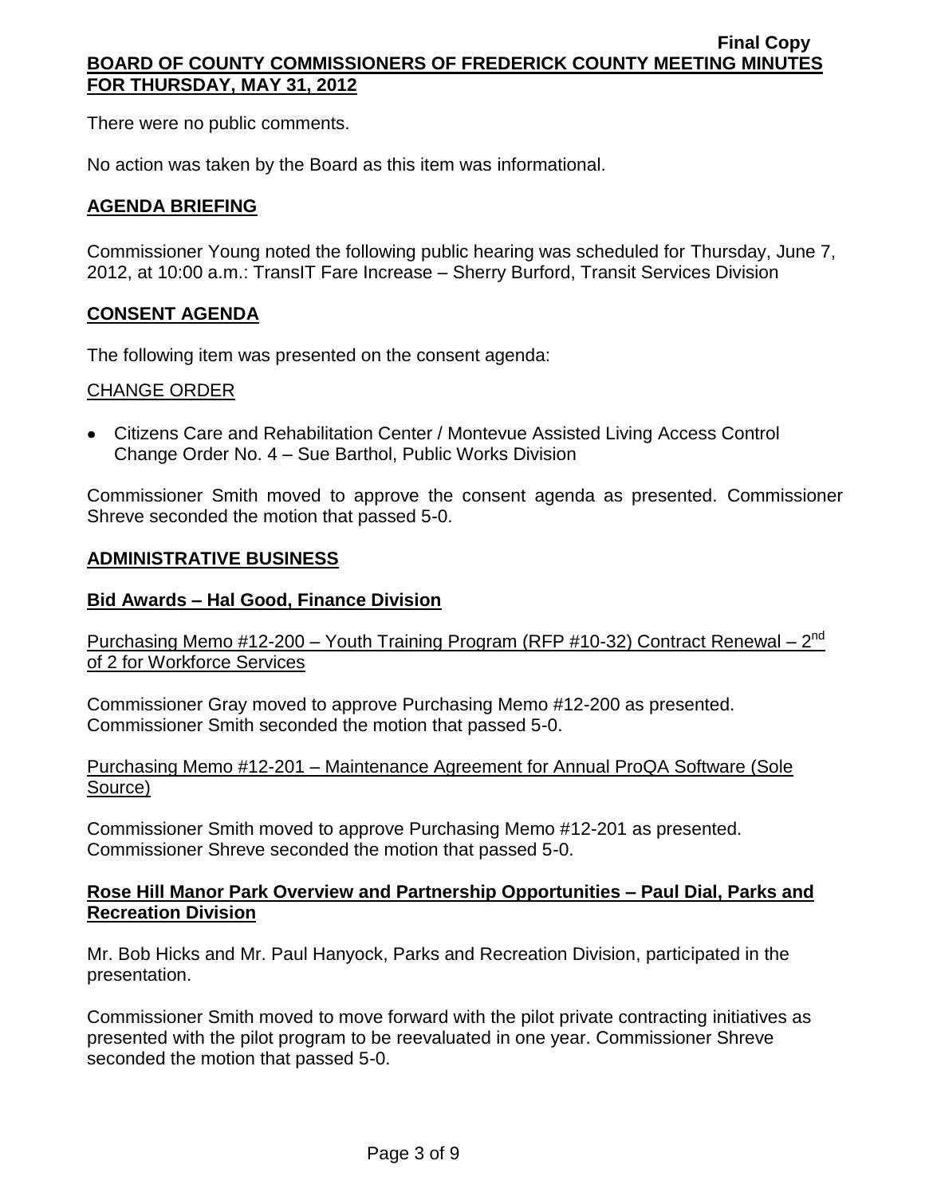There were no public comments.

No action was taken by the Board as this item was informational.

## AGENDA BRIEFING

Commissioner Young noted the following public hearing was scheduled for Thursday, June 7, 2012, at 10:00 a.m.: TransIT Fare Increase – Sherry Burford, Transit Services Division

## CONSENT AGENDA

The following item was presented on the consent agenda:

CHANGE ORDER

- Citizens Care and Rehabilitation Center / Montevue Assisted Living Access Control Change Order No. 4 – Sue Barthol, Public Works Division

Commissioner Smith moved to approve the consent agenda as presented. Commissioner Shreve seconded the motion that passed 5-0.

## ADMINISTRATIVE BUSINESS

### Bid Awards – Hal Good, Finance Division

Purchasing Memo #12-200 – Youth Training Program (RFP #10-32) Contract Renewal – 2nd of 2 for Workforce Services

Commissioner Gray moved to approve Purchasing Memo #12-200 as presented. Commissioner Smith seconded the motion that passed 5-0.

Purchasing Memo #12-201 – Maintenance Agreement for Annual ProQA Software (Sole Source)

Commissioner Smith moved to approve Purchasing Memo #12-201 as presented. Commissioner Shreve seconded the motion that passed 5-0.

### Rose Hill Manor Park Overview and Partnership Opportunities – Paul Dial, Parks and Recreation Division

Mr. Bob Hicks and Mr. Paul Hanyock, Parks and Recreation Division, participated in the presentation.

Commissioner Smith moved to move forward with the pilot private contracting initiatives as presented with the pilot program to be reevaluated in one year. Commissioner Shreve seconded the motion that passed 5-0.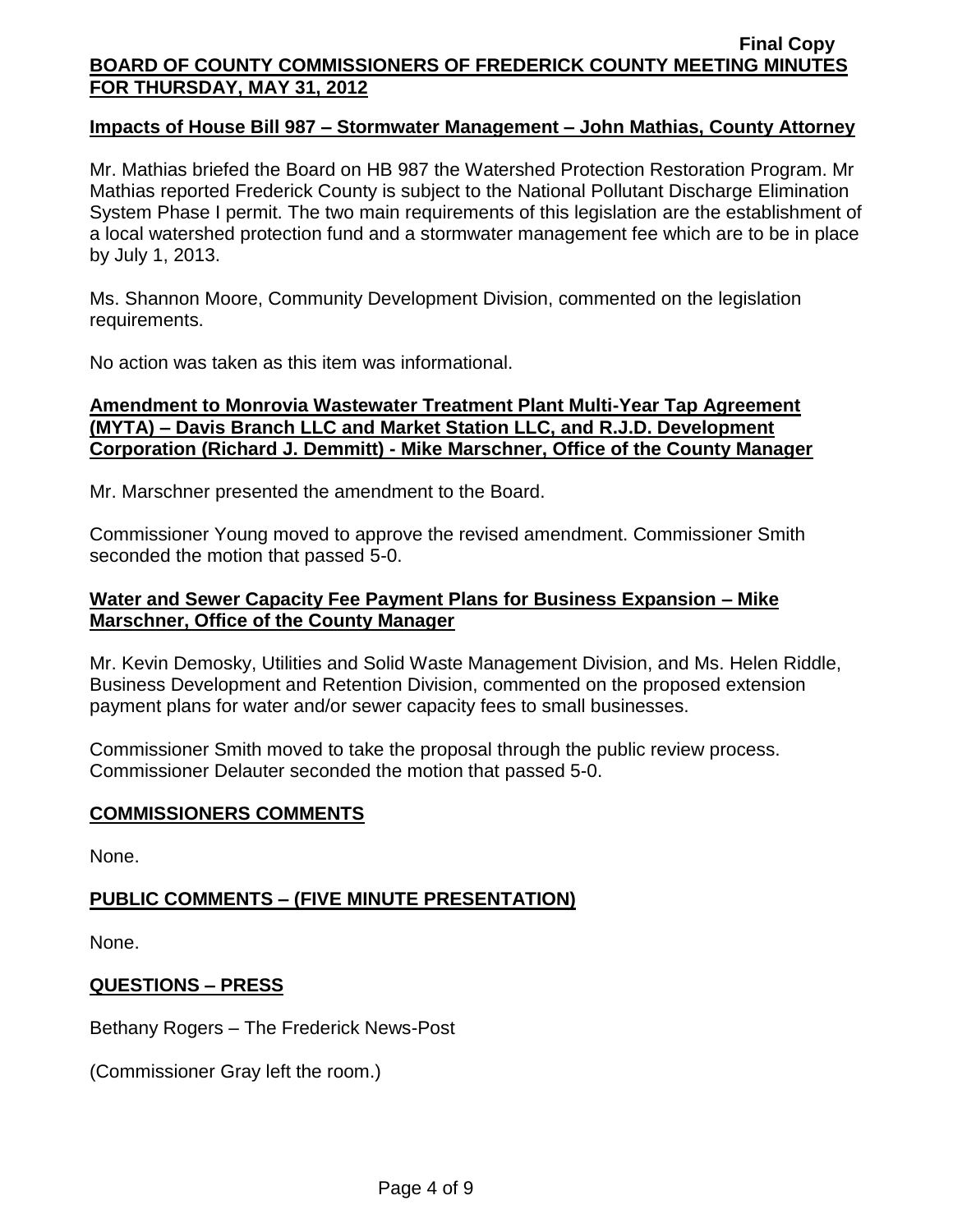**Impacts of House Bill 987 – Stormwater Management – John Mathias, County Attorney**

Mr. Mathias briefed the Board on HB 987 the Watershed Protection Restoration Program. Mr Mathias reported Frederick County is subject to the National Pollutant Discharge Elimination System Phase I permit. The two main requirements of this legislation are the establishment of a local watershed protection fund and a stormwater management fee which are to be in place by July 1, 2013.

Ms. Shannon Moore, Community Development Division, commented on the legislation requirements.

No action was taken as this item was informational.

**Amendment to Monrovia Wastewater Treatment Plant Multi-Year Tap Agreement (MYTA) – Davis Branch LLC and Market Station LLC, and R.J.D. Development Corporation (Richard J. Demmitt) - Mike Marschner, Office of the County Manager**

Mr. Marschner presented the amendment to the Board.

Commissioner Young moved to approve the revised amendment. Commissioner Smith seconded the motion that passed 5-0.

**Water and Sewer Capacity Fee Payment Plans for Business Expansion – Mike Marschner, Office of the County Manager**

Mr. Kevin Demosky, Utilities and Solid Waste Management Division, and Ms. Helen Riddle, Business Development and Retention Division, commented on the proposed extension payment plans for water and/or sewer capacity fees to small businesses.

Commissioner Smith moved to take the proposal through the public review process. Commissioner Delauter seconded the motion that passed 5-0.

## COMMISSIONERS COMMENTS

None.

## PUBLIC COMMENTS – (FIVE MINUTE PRESENTATION)

None.

## QUESTIONS – PRESS

Bethany Rogers – The Frederick News-Post

(Commissioner Gray left the room.)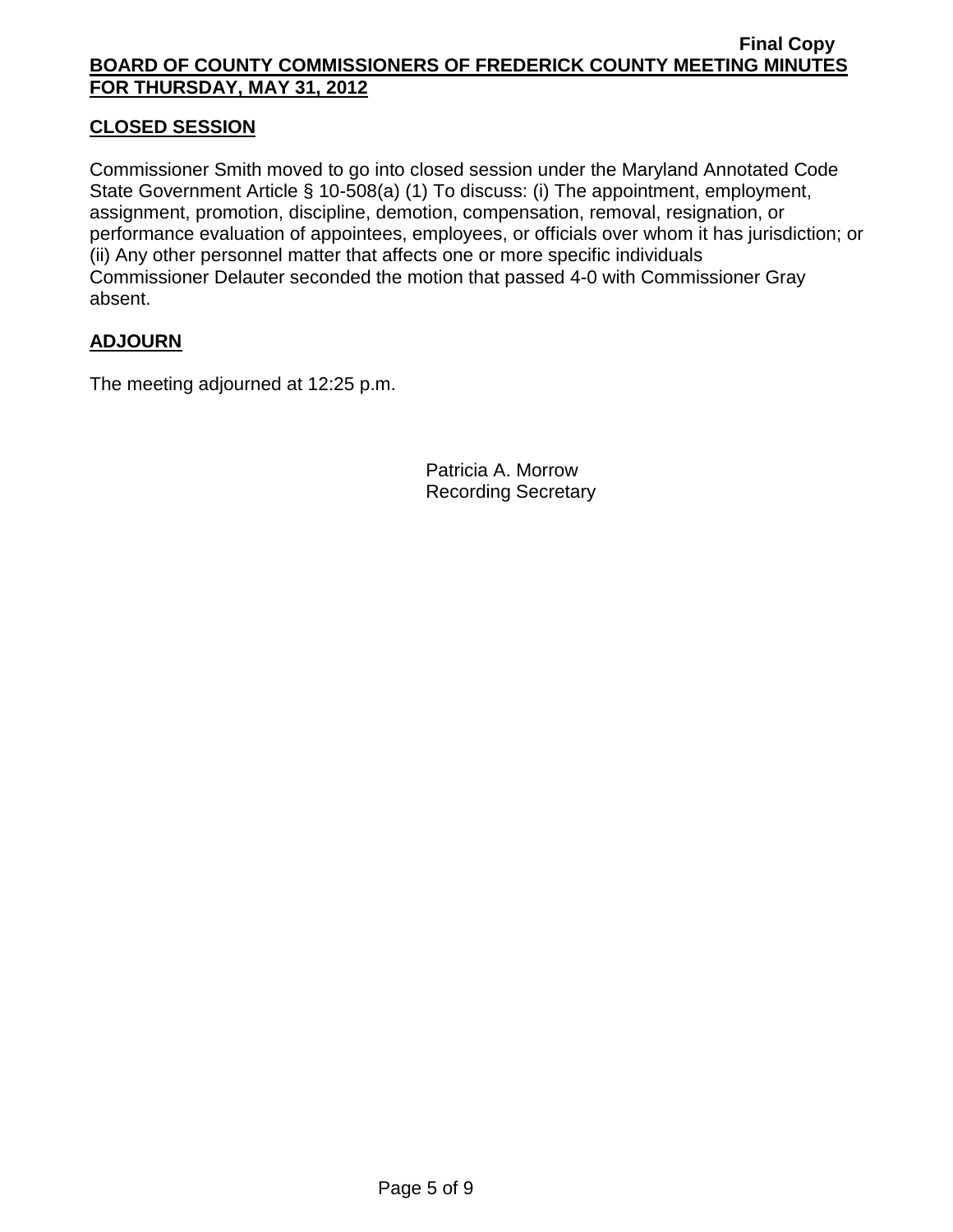## CLOSED SESSION

Commissioner Smith moved to go into closed session under the Maryland Annotated Code State Government Article § 10-508(a) (1) To discuss: (i) The appointment, employment, assignment, promotion, discipline, demotion, compensation, removal, resignation, or performance evaluation of appointees, employees, or officials over whom it has jurisdiction; or (ii) Any other personnel matter that affects one or more specific individuals Commissioner Delauter seconded the motion that passed 4-0 with Commissioner Gray absent.

## ADJOURN

The meeting adjourned at 12:25 p.m.

Patricia A. Morrow
Recording Secretary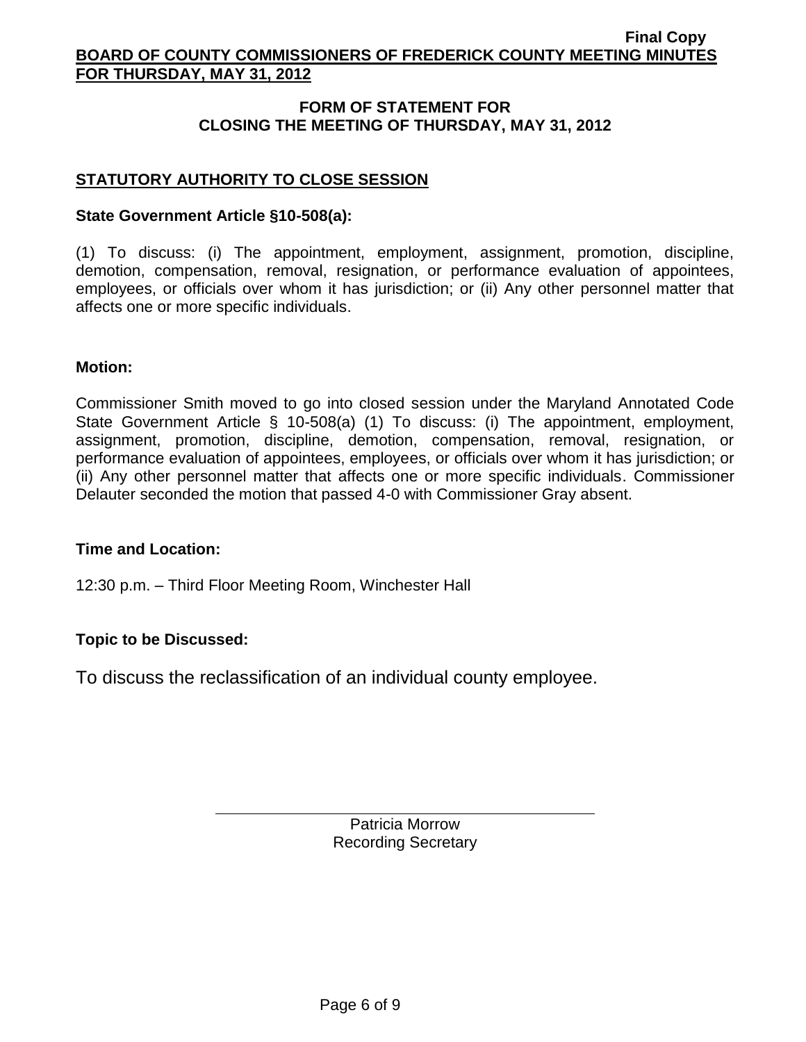## FORM OF STATEMENT FOR CLOSING THE MEETING OF THURSDAY, MAY 31, 2012

### STATUTORY AUTHORITY TO CLOSE SESSION

**State Government Article §10-508(a):**

(1) To discuss: (i) The appointment, employment, assignment, promotion, discipline, demotion, compensation, removal, resignation, or performance evaluation of appointees, employees, or officials over whom it has jurisdiction; or (ii) Any other personnel matter that affects one or more specific individuals.

**Motion:**

Commissioner Smith moved to go into closed session under the Maryland Annotated Code State Government Article § 10-508(a) (1) To discuss: (i) The appointment, employment, assignment, promotion, discipline, demotion, compensation, removal, resignation, or performance evaluation of appointees, employees, or officials over whom it has jurisdiction; or (ii) Any other personnel matter that affects one or more specific individuals. Commissioner Delauter seconded the motion that passed 4-0 with Commissioner Gray absent.

**Time and Location:**

12:30 p.m. – Third Floor Meeting Room, Winchester Hall

**Topic to be Discussed:**

To discuss the reclassification of an individual county employee.

Patricia Morrow
Recording Secretary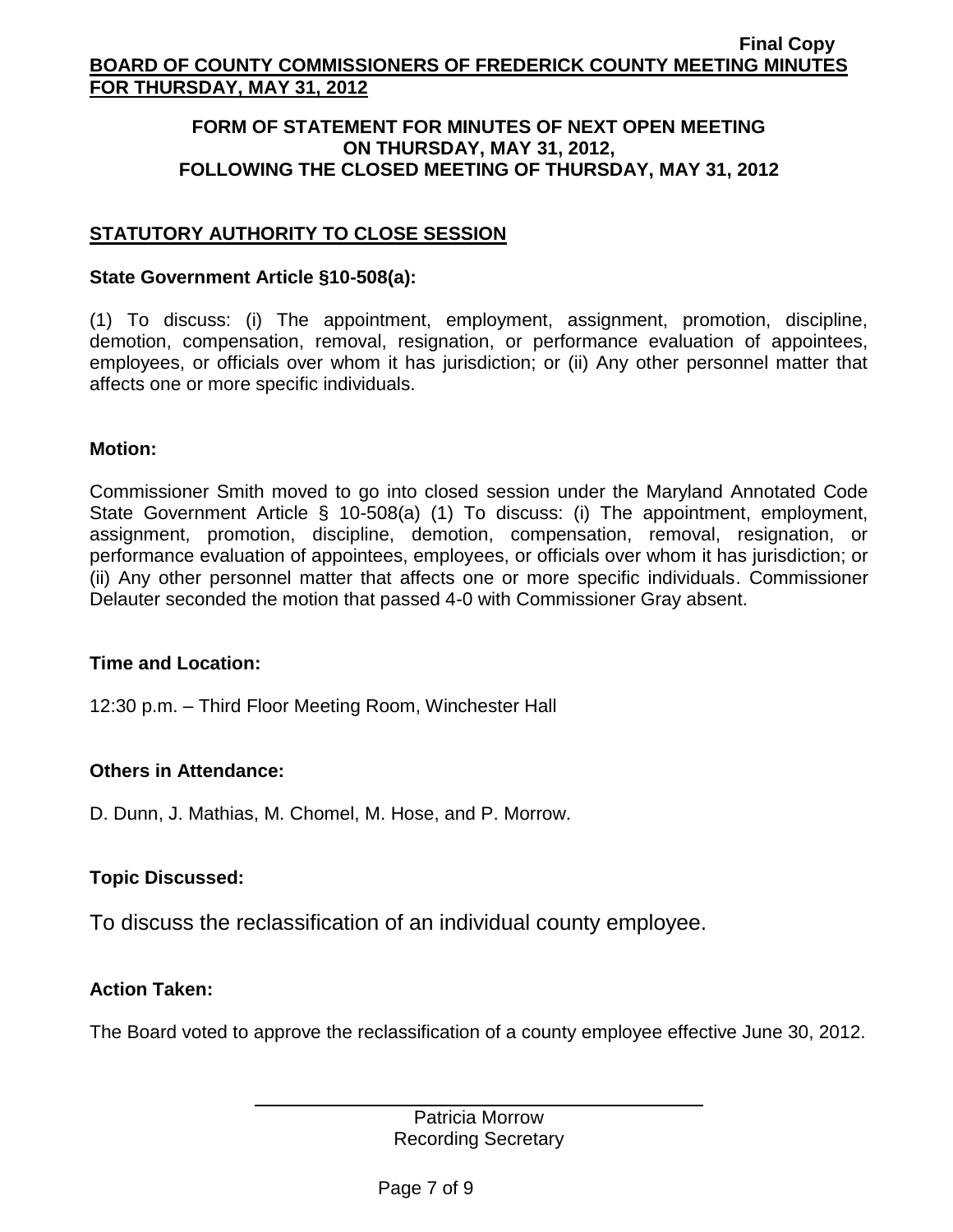**FORM OF STATEMENT FOR MINUTES OF NEXT OPEN MEETING ON THURSDAY, MAY 31, 2012, FOLLOWING THE CLOSED MEETING OF THURSDAY, MAY 31, 2012**

## STATUTORY AUTHORITY TO CLOSE SESSION

**State Government Article §10-508(a):**

(1) To discuss: (i) The appointment, employment, assignment, promotion, discipline, demotion, compensation, removal, resignation, or performance evaluation of appointees, employees, or officials over whom it has jurisdiction; or (ii) Any other personnel matter that affects one or more specific individuals.

**Motion:**

Commissioner Smith moved to go into closed session under the Maryland Annotated Code State Government Article § 10-508(a) (1) To discuss: (i) The appointment, employment, assignment, promotion, discipline, demotion, compensation, removal, resignation, or performance evaluation of appointees, employees, or officials over whom it has jurisdiction; or (ii) Any other personnel matter that affects one or more specific individuals. Commissioner Delauter seconded the motion that passed 4-0 with Commissioner Gray absent.

**Time and Location:**

12:30 p.m. – Third Floor Meeting Room, Winchester Hall

**Others in Attendance:**

D. Dunn, J. Mathias, M. Chomel, M. Hose, and P. Morrow.

**Topic Discussed:**

To discuss the reclassification of an individual county employee.

**Action Taken:**

The Board voted to approve the reclassification of a county employee effective June 30, 2012.

Patricia Morrow
Recording Secretary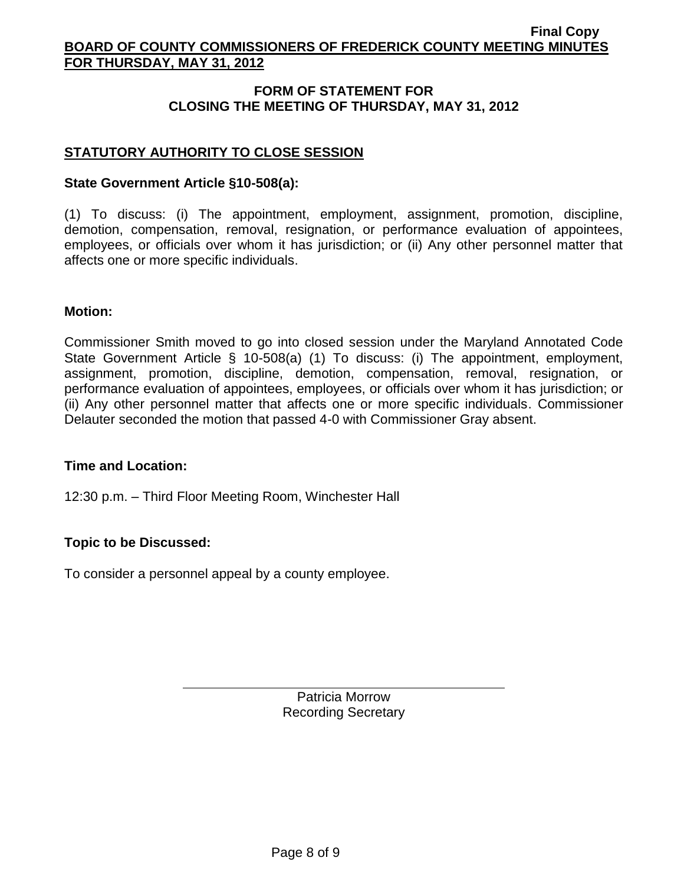## FORM OF STATEMENT FOR CLOSING THE MEETING OF THURSDAY, MAY 31, 2012

### STATUTORY AUTHORITY TO CLOSE SESSION

**State Government Article §10-508(a):**

(1) To discuss: (i) The appointment, employment, assignment, promotion, discipline, demotion, compensation, removal, resignation, or performance evaluation of appointees, employees, or officials over whom it has jurisdiction; or (ii) Any other personnel matter that affects one or more specific individuals.

**Motion:**

Commissioner Smith moved to go into closed session under the Maryland Annotated Code State Government Article § 10-508(a) (1) To discuss: (i) The appointment, employment, assignment, promotion, discipline, demotion, compensation, removal, resignation, or performance evaluation of appointees, employees, or officials over whom it has jurisdiction; or (ii) Any other personnel matter that affects one or more specific individuals. Commissioner Delauter seconded the motion that passed 4-0 with Commissioner Gray absent.

**Time and Location:**

12:30 p.m. – Third Floor Meeting Room, Winchester Hall

**Topic to be Discussed:**

To consider a personnel appeal by a county employee.

Patricia Morrow
Recording Secretary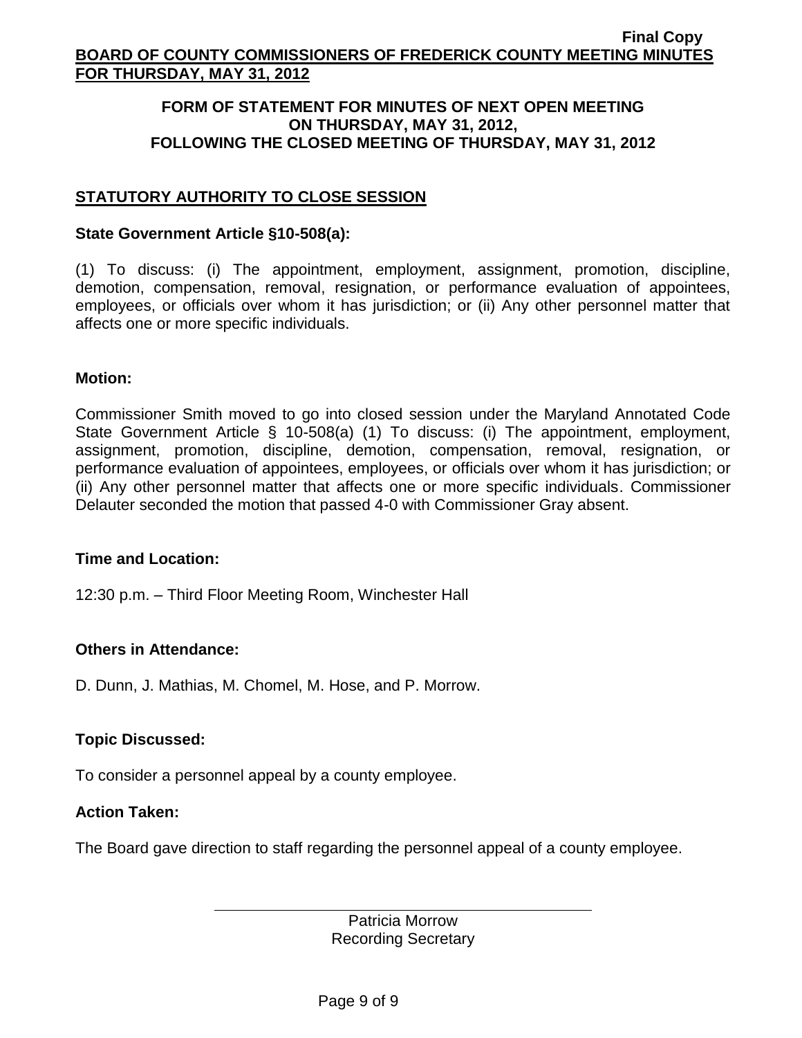## FORM OF STATEMENT FOR MINUTES OF NEXT OPEN MEETING ON THURSDAY, MAY 31, 2012, FOLLOWING THE CLOSED MEETING OF THURSDAY, MAY 31, 2012

### STATUTORY AUTHORITY TO CLOSE SESSION

**State Government Article §10-508(a):**

(1) To discuss: (i) The appointment, employment, assignment, promotion, discipline, demotion, compensation, removal, resignation, or performance evaluation of appointees, employees, or officials over whom it has jurisdiction; or (ii) Any other personnel matter that affects one or more specific individuals.

**Motion:**

Commissioner Smith moved to go into closed session under the Maryland Annotated Code State Government Article § 10-508(a) (1) To discuss: (i) The appointment, employment, assignment, promotion, discipline, demotion, compensation, removal, resignation, or performance evaluation of appointees, employees, or officials over whom it has jurisdiction; or (ii) Any other personnel matter that affects one or more specific individuals. Commissioner Delauter seconded the motion that passed 4-0 with Commissioner Gray absent.

**Time and Location:**

12:30 p.m. – Third Floor Meeting Room, Winchester Hall

**Others in Attendance:**

D. Dunn, J. Mathias, M. Chomel, M. Hose, and P. Morrow.

**Topic Discussed:**

To consider a personnel appeal by a county employee.

**Action Taken:**

The Board gave direction to staff regarding the personnel appeal of a county employee.

Patricia Morrow
Recording Secretary